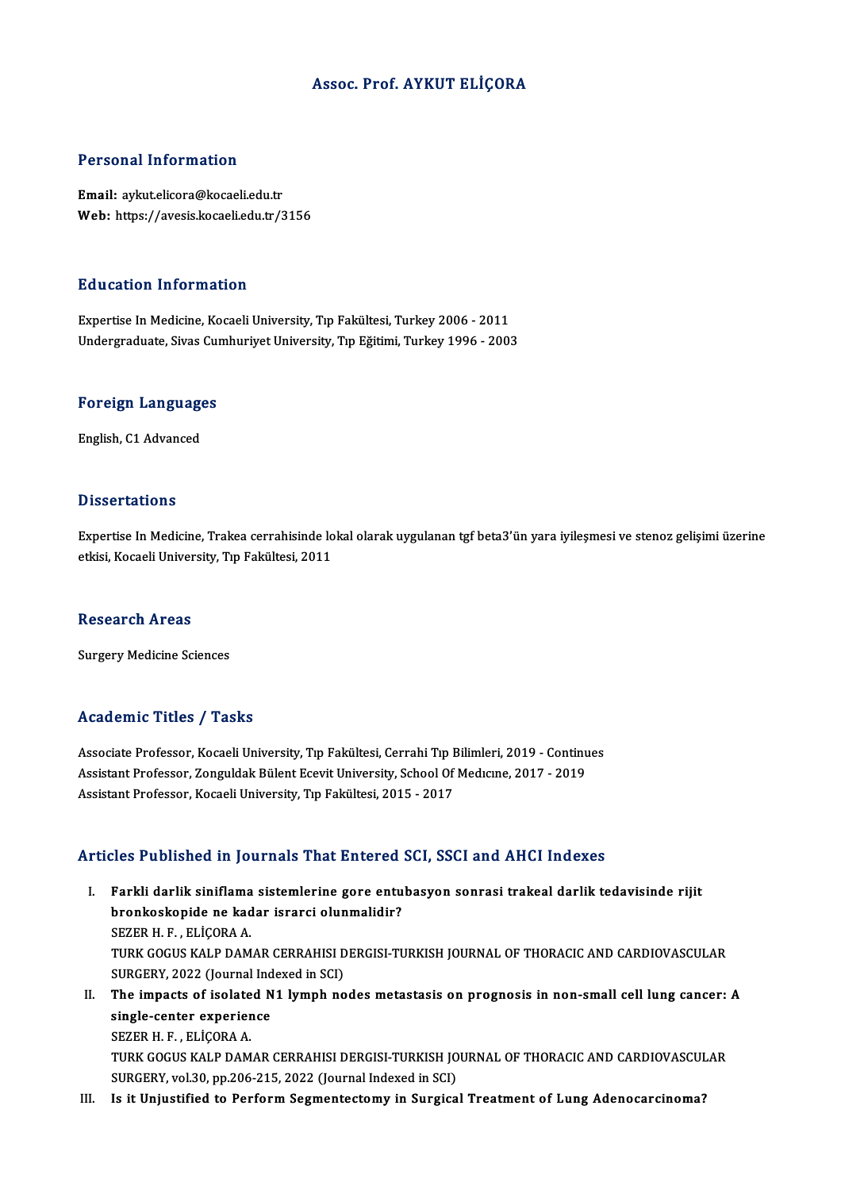# Assoc. Prof. AYKUT ELİÇORA

## Personal Information

**Email:** aykut.elicora@kocaeli.edu.tr
**Web:** https://avesis.kocaeli.edu.tr/3156

## Education Information

Expertise In Medicine, Kocaeli University, Tıp Fakültesi, Turkey 2006 - 2011
Undergraduate, Sivas Cumhuriyet University, Tıp Eğitimi, Turkey 1996 - 2003

## Foreign Languages

English, C1 Advanced

## Dissertations

Expertise In Medicine, Trakea cerrahisinde lokal olarak uygulanan tgf beta3'ün yara iyileşmesi ve stenoz gelişimi üzerine etkisi, Kocaeli University, Tıp Fakültesi, 2011

## Research Areas

Surgery Medicine Sciences

## Academic Titles / Tasks

Associate Professor, Kocaeli University, Tıp Fakültesi, Cerrahi Tıp Bilimleri, 2019 - Continues
Assistant Professor, Zonguldak Bülent Ecevit University, School Of Medıcıne, 2017 - 2019
Assistant Professor, Kocaeli University, Tıp Fakültesi, 2015 - 2017

## Articles Published in Journals That Entered SCI, SSCI and AHCI Indexes

I. **Farkli darlik siniflama sistemlerine gore entubasyon sonrasi trakeal darlik tedavisinde rijit bronkoskopide ne kadar israrci olunmalidir?**
SEZER H. F. , ELİÇORA A.
TURK GOGUS KALP DAMAR CERRAHISI DERGISI-TURKISH JOURNAL OF THORACIC AND CARDIOVASCULAR SURGERY, 2022 (Journal Indexed in SCI)

II. **The impacts of isolated N1 lymph nodes metastasis on prognosis in non-small cell lung cancer: A single-center experience**
SEZER H. F. , ELİÇORA A.
TURK GOGUS KALP DAMAR CERRAHISI DERGISI-TURKISH JOURNAL OF THORACIC AND CARDIOVASCULAR SURGERY, vol.30, pp.206-215, 2022 (Journal Indexed in SCI)

III. **Is it Unjustified to Perform Segmentectomy in Surgical Treatment of Lung Adenocarcinoma?**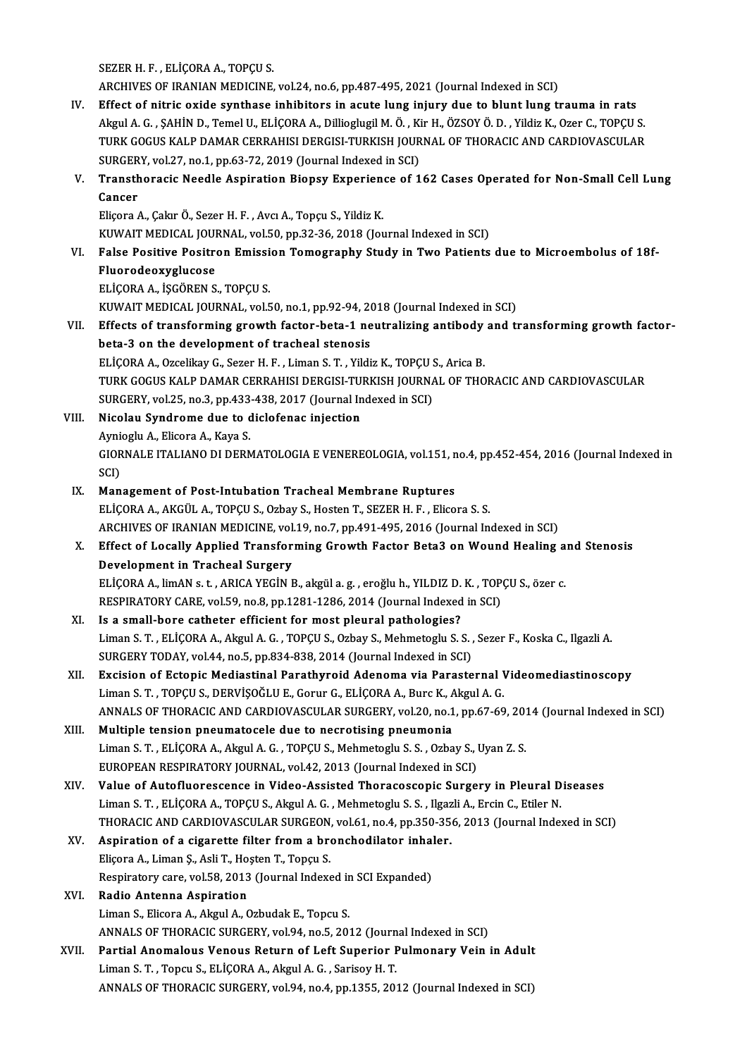SEZER H. F. , ELİÇORA A., TOPÇU S.
ARCHIVES OF IRANIAN MEDICINE, vol.24, no.6, pp.487-495, 2021 (Journal Indexed in SCI)

IV. **Effect of nitric oxide synthase inhibitors in acute lung injury due to blunt lung trauma in rats**
Akgul A. G. , ŞAHİN D., Temel U., ELİÇORA A., Dillioglugil M. Ö. , Kir H., ÖZSOY Ö. D. , Yildiz K., Ozer C., TOPÇU S.
TURK GOGUS KALP DAMAR CERRAHISI DERGISI-TURKISH JOURNAL OF THORACIC AND CARDIOVASCULAR SURGERY, vol.27, no.1, pp.63-72, 2019 (Journal Indexed in SCI)

V. **Transthoracic Needle Aspiration Biopsy Experience of 162 Cases Operated for Non-Small Cell Lung Cancer**
Eliçora A., Çakır Ö., Sezer H. F. , Avcı A., Topçu S., Yildiz K.
KUWAIT MEDICAL JOURNAL, vol.50, pp.32-36, 2018 (Journal Indexed in SCI)

VI. **False Positive Positron Emission Tomography Study in Two Patients due to Microembolus of 18f-Fluorodeoxyglucose**
ELİÇORA A., İŞGÖREN S., TOPÇU S.
KUWAIT MEDICAL JOURNAL, vol.50, no.1, pp.92-94, 2018 (Journal Indexed in SCI)

VII. **Effects of transforming growth factor-beta-1 neutralizing antibody and transforming growth factor-beta-3 on the development of tracheal stenosis**
ELİÇORA A., Ozcelikay G., Sezer H. F. , Liman S. T. , Yildiz K., TOPÇU S., Arica B.
TURK GOGUS KALP DAMAR CERRAHISI DERGISI-TURKISH JOURNAL OF THORACIC AND CARDIOVASCULAR SURGERY, vol.25, no.3, pp.433-438, 2017 (Journal Indexed in SCI)

VIII. **Nicolau Syndrome due to diclofenac injection**
Aynioglu A., Elicora A., Kaya S.
GIORNALE ITALIANO DI DERMATOLOGIA E VENEREOLOGIA, vol.151, no.4, pp.452-454, 2016 (Journal Indexed in SCI)

IX. **Management of Post-Intubation Tracheal Membrane Ruptures**
ELİÇORA A., AKGÜL A., TOPÇU S., Ozbay S., Hosten T., SEZER H. F. , Elicora S. S.
ARCHIVES OF IRANIAN MEDICINE, vol.19, no.7, pp.491-495, 2016 (Journal Indexed in SCI)

X. **Effect of Locally Applied Transforming Growth Factor Beta3 on Wound Healing and Stenosis Development in Tracheal Surgery**
ELİÇORA A., limAN s. t. , ARICA YEGİN B., akgül a. g. , eroğlu h., YILDIZ D. K. , TOPÇU S., özer c.
RESPIRATORY CARE, vol.59, no.8, pp.1281-1286, 2014 (Journal Indexed in SCI)

XI. **Is a small-bore catheter efficient for most pleural pathologies?**
Liman S. T. , ELİÇORA A., Akgul A. G. , TOPÇU S., Ozbay S., Mehmetoglu S. S. , Sezer F., Koska C., Ilgazli A.
SURGERY TODAY, vol.44, no.5, pp.834-838, 2014 (Journal Indexed in SCI)

XII. **Excision of Ectopic Mediastinal Parathyroid Adenoma via Parasternal Videomediastinoscopy**
Liman S. T. , TOPÇU S., DERVİŞOĞLU E., Gorur G., ELİÇORA A., Burc K., Akgul A. G.
ANNALS OF THORACIC AND CARDIOVASCULAR SURGERY, vol.20, no.1, pp.67-69, 2014 (Journal Indexed in SCI)

XIII. **Multiple tension pneumatocele due to necrotising pneumonia**
Liman S. T. , ELİÇORA A., Akgul A. G. , TOPÇU S., Mehmetoglu S. S. , Ozbay S., Uyan Z. S.
EUROPEAN RESPIRATORY JOURNAL, vol.42, 2013 (Journal Indexed in SCI)

XIV. **Value of Autofluorescence in Video-Assisted Thoracoscopic Surgery in Pleural Diseases**
Liman S. T. , ELİÇORA A., TOPÇU S., Akgul A. G. , Mehmetoglu S. S. , Ilgazli A., Ercin C., Etiler N.
THORACIC AND CARDIOVASCULAR SURGEON, vol.61, no.4, pp.350-356, 2013 (Journal Indexed in SCI)

XV. **Aspiration of a cigarette filter from a bronchodilator inhaler.**
Eliçora A., Liman Ş., Asli T., Hoşten T., Topçu S.
Respiratory care, vol.58, 2013 (Journal Indexed in SCI Expanded)

XVI. **Radio Antenna Aspiration**
Liman S., Elicora A., Akgul A., Ozbudak E., Topcu S.
ANNALS OF THORACIC SURGERY, vol.94, no.5, 2012 (Journal Indexed in SCI)

XVII. **Partial Anomalous Venous Return of Left Superior Pulmonary Vein in Adult**
Liman S. T. , Topcu S., ELİÇORA A., Akgul A. G. , Sarisoy H. T.
ANNALS OF THORACIC SURGERY, vol.94, no.4, pp.1355, 2012 (Journal Indexed in SCI)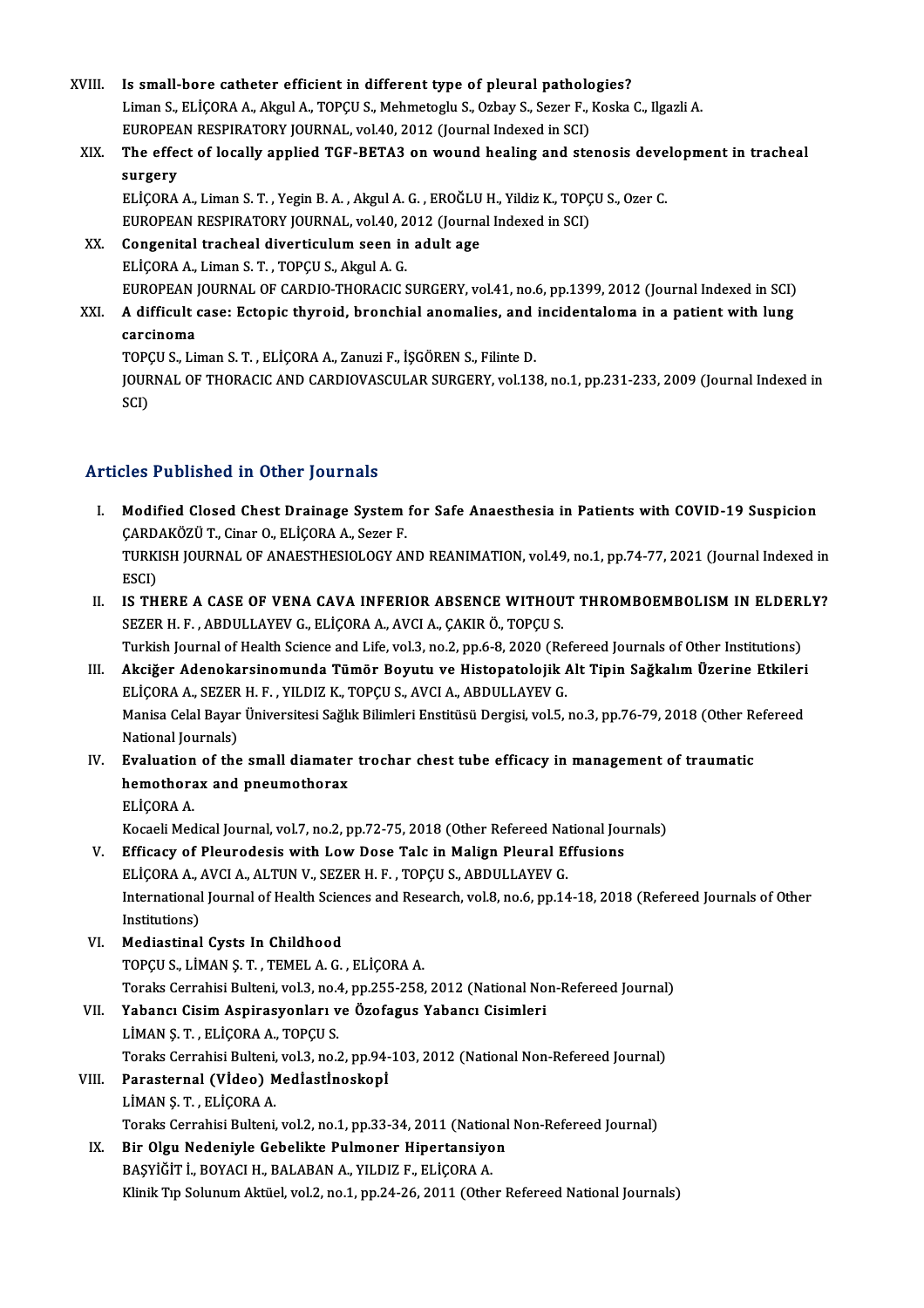XVIII. **Is small-bore catheter efficient in different type of pleural pathologies?**
Liman S., ELİÇORA A., Akgul A., TOPÇU S., Mehmetoglu S., Ozbay S., Sezer F., Koska C., Ilgazli A.
EUROPEAN RESPIRATORY JOURNAL, vol.40, 2012 (Journal Indexed in SCI)

XIX. **The effect of locally applied TGF-BETA3 on wound healing and stenosis development in tracheal surgery**
ELİÇORA A., Liman S. T. , Yegin B. A. , Akgul A. G. , EROĞLU H., Yildiz K., TOPÇU S., Ozer C.
EUROPEAN RESPIRATORY JOURNAL, vol.40, 2012 (Journal Indexed in SCI)

XX. **Congenital tracheal diverticulum seen in adult age**
ELİÇORA A., Liman S. T. , TOPÇU S., Akgul A. G.
EUROPEAN JOURNAL OF CARDIO-THORACIC SURGERY, vol.41, no.6, pp.1399, 2012 (Journal Indexed in SCI)

XXI. **A difficult case: Ectopic thyroid, bronchial anomalies, and incidentaloma in a patient with lung carcinoma**
TOPÇU S., Liman S. T. , ELİÇORA A., Zanuzi F., İŞGÖREN S., Filinte D.
JOURNAL OF THORACIC AND CARDIOVASCULAR SURGERY, vol.138, no.1, pp.231-233, 2009 (Journal Indexed in SCI)

## Articles Published in Other Journals

I. **Modified Closed Chest Drainage System for Safe Anaesthesia in Patients with COVID-19 Suspicion**
ÇARDAKÖZÜ T., Cinar O., ELİÇORA A., Sezer F.
TURKISH JOURNAL OF ANAESTHESIOLOGY AND REANIMATION, vol.49, no.1, pp.74-77, 2021 (Journal Indexed in ESCI)

II. **IS THERE A CASE OF VENA CAVA INFERIOR ABSENCE WITHOUT THROMBOEMBOLISM IN ELDERLY?**
SEZER H. F. , ABDULLAYEV G., ELİÇORA A., AVCI A., ÇAKIR Ö., TOPÇU S.
Turkish Journal of Health Science and Life, vol.3, no.2, pp.6-8, 2020 (Refereed Journals of Other Institutions)

III. **Akciğer Adenokarsinomunda Tümör Boyutu ve Histopatolojik Alt Tipin Sağkalım Üzerine Etkileri**
ELİÇORA A., SEZER H. F. , YILDIZ K., TOPÇU S., AVCI A., ABDULLAYEV G.
Manisa Celal Bayar Üniversitesi Sağlık Bilimleri Enstitüsü Dergisi, vol.5, no.3, pp.76-79, 2018 (Other Refereed National Journals)

IV. **Evaluation of the small diamater trochar chest tube efficacy in management of traumatic hemothorax and pneumothorax**
ELİÇORA A.
Kocaeli Medical Journal, vol.7, no.2, pp.72-75, 2018 (Other Refereed National Journals)

V. **Efficacy of Pleurodesis with Low Dose Talc in Malign Pleural Effusions**
ELİÇORA A., AVCI A., ALTUN V., SEZER H. F. , TOPÇU S., ABDULLAYEV G.
International Journal of Health Sciences and Research, vol.8, no.6, pp.14-18, 2018 (Refereed Journals of Other Institutions)

VI. **Mediastinal Cysts In Childhood**
TOPÇU S., LİMAN Ş. T. , TEMEL A. G. , ELİÇORA A.
Toraks Cerrahisi Bulteni, vol.3, no.4, pp.255-258, 2012 (National Non-Refereed Journal)

VII. **Yabancı Cisim Aspirasyonları ve Özofagus Yabancı Cisimleri**
LİMAN Ş. T. , ELİÇORA A., TOPÇU S.
Toraks Cerrahisi Bulteni, vol.3, no.2, pp.94-103, 2012 (National Non-Refereed Journal)

VIII. **Parasternal (Vİdeo) Medİastİnoskopİ**
LİMAN Ş. T. , ELİÇORA A.
Toraks Cerrahisi Bulteni, vol.2, no.1, pp.33-34, 2011 (National Non-Refereed Journal)

IX. **Bir Olgu Nedeniyle Gebelikte Pulmoner Hipertansiyon**
BAŞYİĞİT İ., BOYACI H., BALABAN A., YILDIZ F., ELİÇORA A.
Klinik Tıp Solunum Aktüel, vol.2, no.1, pp.24-26, 2011 (Other Refereed National Journals)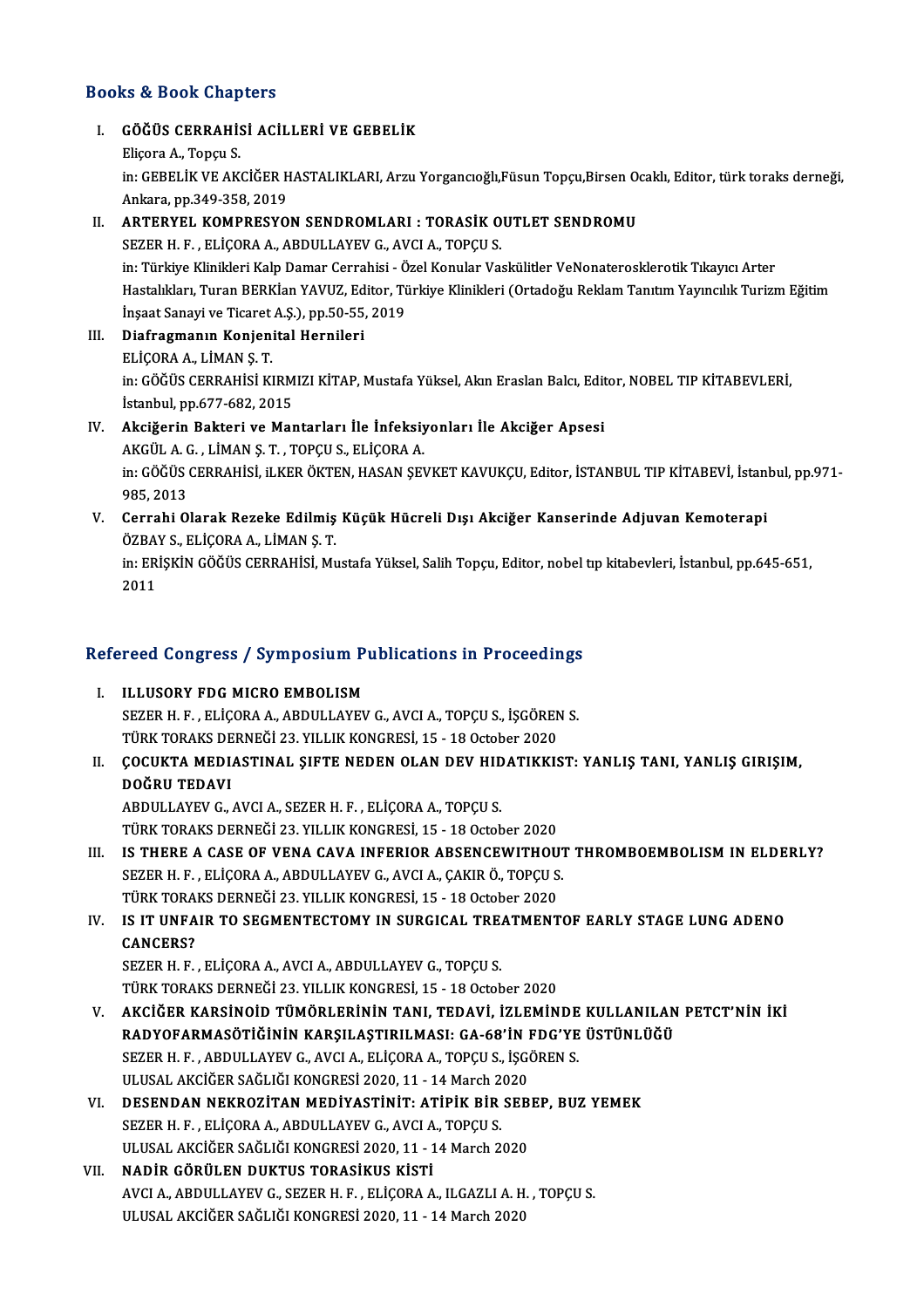## Books & Book Chapters

I. **GÖĞÜS CERRAHİSİ ACİLLERİ VE GEBELİK**
   Eliçora A., Topçu S.
   in: GEBELİK VE AKCİĞER HASTALIKLARI, Arzu Yorgancıoğlu,Füsun Topçu,Birsen Ocaklı, Editor, türk toraks derneği, Ankara, pp.349-358, 2019

II. **ARTERYEL KOMPRESYON SENDROMLARI : TORASİK OUTLET SENDROMU**
   SEZER H. F. , ELİÇORA A., ABDULLAYEV G., AVCI A., TOPÇU S.
   in: Türkiye Klinikleri Kalp Damar Cerrahisi - Özel Konular Vaskülitler VeNonaterosklerotik Tıkayıcı Arter Hastalıkları, Turan BERKİan YAVUZ, Editor, Türkiye Klinikleri (Ortadoğu Reklam Tanıtım Yayıncılık Turizm Eğitim İnşaat Sanayi ve Ticaret A.Ş.), pp.50-55, 2019

III. **Diafragmanın Konjenital Hernileri**
   ELİÇORA A., LİMAN Ş. T.
   in: GÖĞÜS CERRAHİSİ KIRMIZI KİTAP, Mustafa Yüksel, Akın Eraslan Balcı, Editor, NOBEL TIP KİTABEVLERİ, İstanbul, pp.677-682, 2015

IV. **Akciğerin Bakteri ve Mantarları İle İnfeksiyonları İle Akciğer Apsesi**
   AKGÜL A. G. , LİMAN Ş. T. , TOPÇU S., ELİÇORA A.
   in: GÖĞÜS CERRAHİSİ, iLKER ÖKTEN, HASAN ŞEVKET KAVUKÇU, Editor, İSTANBUL TIP KİTABEVİ, İstanbul, pp.971-985, 2013

V. **Cerrahi Olarak Rezeke Edilmiş Küçük Hücreli Dışı Akciğer Kanserinde Adjuvan Kemoterapi**
   ÖZBAY S., ELİÇORA A., LİMAN Ş. T.
   in: ERİŞKİN GÖĞÜS CERRAHİSİ, Mustafa Yüksel, Salih Topçu, Editor, nobel tıp kitabevleri, İstanbul, pp.645-651, 2011

## Refereed Congress / Symposium Publications in Proceedings

I. **ILLUSORY FDG MICRO EMBOLISM**
   SEZER H. F. , ELİÇORA A., ABDULLAYEV G., AVCI A., TOPÇU S., İŞGÖREN S.
   TÜRK TORAKS DERNEĞİ 23. YILLIK KONGRESİ, 15 - 18 October 2020

II. **ÇOCUKTA MEDIASTINAL ŞIFTE NEDEN OLAN DEV HIDATIKKIST: YANLIŞ TANI, YANLIŞ GIRIŞIM, DOĞRU TEDAVI**
   ABDULLAYEV G., AVCI A., SEZER H. F. , ELİÇORA A., TOPÇU S.
   TÜRK TORAKS DERNEĞİ 23. YILLIK KONGRESİ, 15 - 18 October 2020

III. **IS THERE A CASE OF VENA CAVA INFERIOR ABSENCEWITHOUT THROMBOEMBOLISM IN ELDERLY?**
   SEZER H. F. , ELİÇORA A., ABDULLAYEV G., AVCI A., ÇAKIR Ö., TOPÇU S.
   TÜRK TORAKS DERNEĞİ 23. YILLIK KONGRESİ, 15 - 18 October 2020

IV. **IS IT UNFAIR TO SEGMENTECTOMY IN SURGICAL TREATMENTOF EARLY STAGE LUNG ADENO CANCERS?**
   SEZER H. F. , ELİÇORA A., AVCI A., ABDULLAYEV G., TOPÇU S.
   TÜRK TORAKS DERNEĞİ 23. YILLIK KONGRESİ, 15 - 18 October 2020

V. **AKCİĞER KARSİNOİD TÜMÖRLERİNİN TANI, TEDAVİ, İZLEMİNDE KULLANILAN PETCT'NİN İKİ RADYOFARMASÖTİĞİNİN KARŞILAŞTIRILMASI: GA-68'İN FDG'YE ÜSTÜNLÜĞÜ**
   SEZER H. F. , ABDULLAYEV G., AVCI A., ELİÇORA A., TOPÇU S., İŞGÖREN S.
   ULUSAL AKCİĞER SAĞLIĞI KONGRESİ 2020, 11 - 14 March 2020

VI. **DESENDAN NEKROZİTAN MEDİYASTİNİT: ATİPİK BİR SEBEP, BUZ YEMEK**
   SEZER H. F. , ELİÇORA A., ABDULLAYEV G., AVCI A., TOPÇU S.
   ULUSAL AKCİĞER SAĞLIĞI KONGRESİ 2020, 11 - 14 March 2020

VII. **NADİR GÖRÜLEN DUKTUS TORASİKUS KİSTİ**
   AVCI A., ABDULLAYEV G., SEZER H. F. , ELİÇORA A., ILGAZLI A. H. , TOPÇU S.
   ULUSAL AKCİĞER SAĞLIĞI KONGRESİ 2020, 11 - 14 March 2020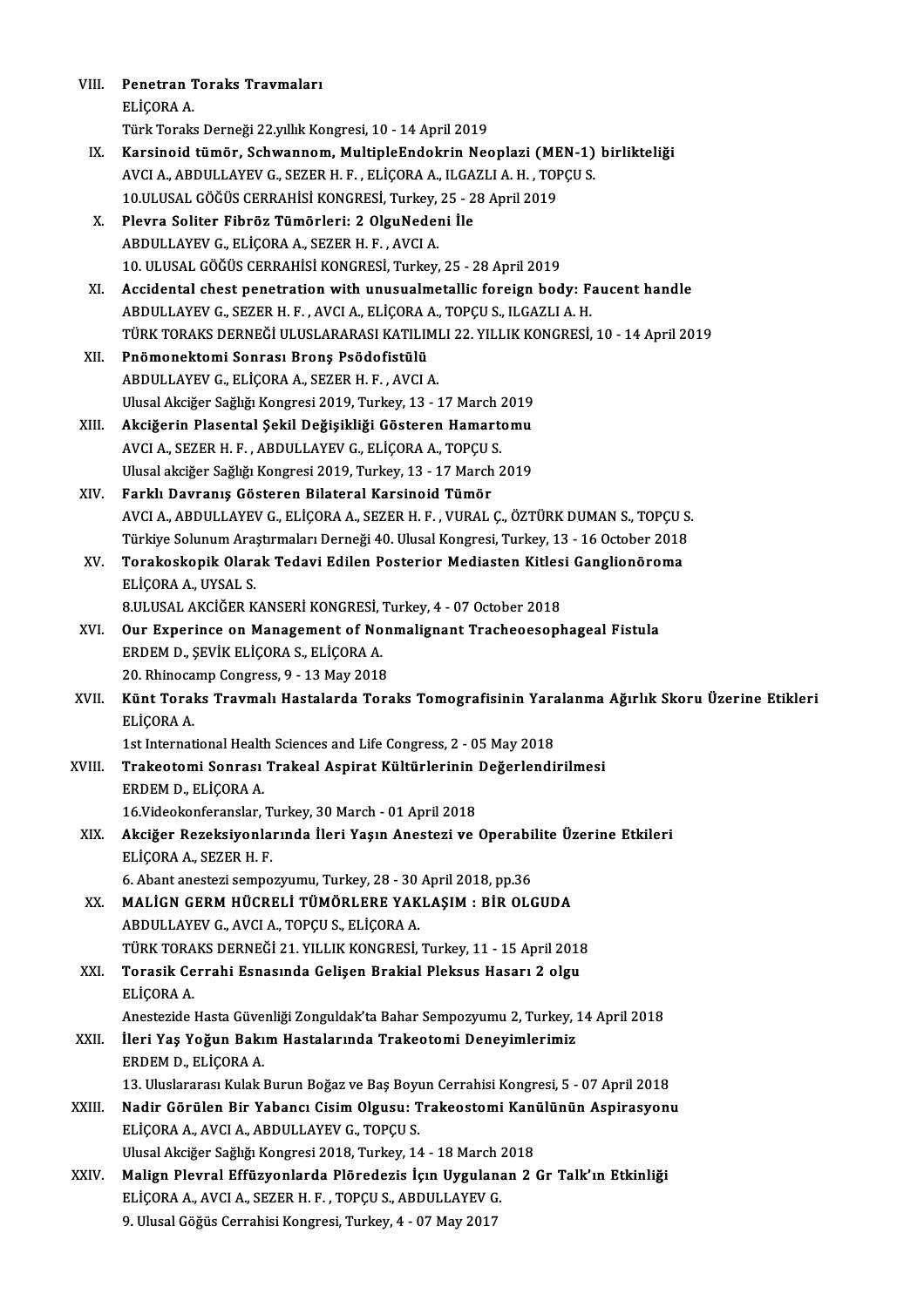VIII. **Penetran Toraks Travmaları**
ELİÇORA A.
Türk Toraks Derneği 22.yıllık Kongresi, 10 - 14 April 2019

IX. **Karsinoid tümör, Schwannom, MultipleEndokrin Neoplazi (MEN-1) birlikteliği**
AVCI A., ABDULLAYEV G., SEZER H. F. , ELİÇORA A., ILGAZLI A. H. , TOPÇU S.
10.ULUSAL GÖĞÜS CERRAHİSİ KONGRESİ, Turkey, 25 - 28 April 2019

X. **Plevra Soliter Fibröz Tümörleri: 2 OlguNedeni İle**
ABDULLAYEV G., ELİÇORA A., SEZER H. F. , AVCI A.
10. ULUSAL GÖĞÜS CERRAHİSİ KONGRESİ, Turkey, 25 - 28 April 2019

XI. **Accidental chest penetration with unusualmetallic foreign body: Faucent handle**
ABDULLAYEV G., SEZER H. F. , AVCI A., ELİÇORA A., TOPÇU S., ILGAZLI A. H.
TÜRK TORAKS DERNEĞİ ULUSLARARASI KATILIMLI 22. YILLIK KONGRESİ, 10 - 14 April 2019

XII. **Pnömonektomi Sonrası Bronş Psödofistülü**
ABDULLAYEV G., ELİÇORA A., SEZER H. F. , AVCI A.
Ulusal Akciğer Sağlığı Kongresi 2019, Turkey, 13 - 17 March 2019

XIII. **Akciğerin Plasental Şekil Değişikliği Gösteren Hamartomu**
AVCI A., SEZER H. F. , ABDULLAYEV G., ELİÇORA A., TOPÇU S.
Ulusal akciğer Sağlığı Kongresi 2019, Turkey, 13 - 17 March 2019

XIV. **Farklı Davranış Gösteren Bilateral Karsinoid Tümör**
AVCI A., ABDULLAYEV G., ELİÇORA A., SEZER H. F. , VURAL Ç., ÖZTÜRK DUMAN S., TOPÇU S.
Türkiye Solunum Araştırmaları Derneği 40. Ulusal Kongresi, Turkey, 13 - 16 October 2018

XV. **Torakoskopik Olarak Tedavi Edilen Posterior Mediasten Kitlesi Ganglionöroma**
ELİÇORA A., UYSAL S.
8.ULUSAL AKCİĞER KANSERİ KONGRESİ, Turkey, 4 - 07 October 2018

XVI. **Our Experince on Management of Nonmalignant Tracheoesophageal Fistula**
ERDEM D., ŞEVİK ELİÇORA S., ELİÇORA A.
20. Rhinocamp Congress, 9 - 13 May 2018

XVII. **Künt Toraks Travmalı Hastalarda Toraks Tomografisinin Yaralanma Ağırlık Skoru Üzerine Etkileri**
ELİÇORA A.
1st International Health Sciences and Life Congress, 2 - 05 May 2018

XVIII. **Trakeotomi Sonrası Trakeal Aspirat Kültürlerinin Değerlendirilmesi**
ERDEM D., ELİÇORA A.
16.Videokonferanslar, Turkey, 30 March - 01 April 2018

XIX. **Akciğer Rezeksiyonlarında İleri Yaşın Anestezi ve Operabilite Üzerine Etkileri**
ELİÇORA A., SEZER H. F.
6. Abant anestezi sempozyumu, Turkey, 28 - 30 April 2018, pp.36

XX. **MALİGN GERM HÜCRELİ TÜMÖRLERE YAKLAŞIM : BİR OLGUDA**
ABDULLAYEV G., AVCI A., TOPÇU S., ELİÇORA A.
TÜRK TORAKS DERNEĞİ 21. YILLIK KONGRESİ, Turkey, 11 - 15 April 2018

XXI. **Torasik Cerrahi Esnasında Gelişen Brakial Pleksus Hasarı 2 olgu**
ELİÇORA A.
Anestezide Hasta Güvenliği Zonguldak'ta Bahar Sempozyumu 2, Turkey, 14 April 2018

XXII. **İleri Yaş Yoğun Bakım Hastalarında Trakeotomi Deneyimlerimiz**
ERDEM D., ELİÇORA A.
13. Uluslararası Kulak Burun Boğaz ve Baş Boyun Cerrahisi Kongresi, 5 - 07 April 2018

XXIII. **Nadir Görülen Bir Yabancı Cisim Olgusu: Trakeostomi Kanülünün Aspirasyonu**
ELİÇORA A., AVCI A., ABDULLAYEV G., TOPÇU S.
Ulusal Akciğer Sağlığı Kongresi 2018, Turkey, 14 - 18 March 2018

XXIV. **Malign Plevral Effüzyonlarda Plöredezis İçın Uygulanan 2 Gr Talk'ın Etkinliği**
ELİÇORA A., AVCI A., SEZER H. F. , TOPÇU S., ABDULLAYEV G.
9. Ulusal Göğüs Cerrahisi Kongresi, Turkey, 4 - 07 May 2017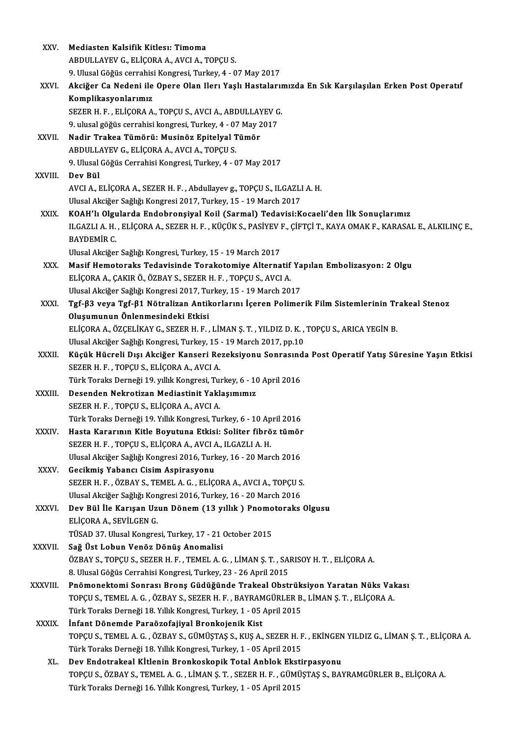XXV. **Mediasten Kalsifik Kitlesı: Timoma**
ABDULLAYEV G., ELİÇORA A., AVCI A., TOPÇU S.
9. Ulusal Göğüs cerrahisi Kongresi, Turkey, 4 - 07 May 2017

XXVI. **Akciğer Ca Nedeni ile Opere Olan Ileri Yaşlı Hastalarımızda En Sık Karşılaşılan Erken Post Operatıf Komplikasyonlarımız**
SEZER H. F. , ELİÇORA A., TOPÇU S., AVCI A., ABDULLAYEV G.
9. ulusal göğüs cerrahisi kongresi, Turkey, 4 - 07 May 2017

XXVII. **Nadir Trakea Tümörü: Musinöz Epitelyal Tümör**
ABDULLAYEV G., ELİÇORA A., AVCI A., TOPÇU S.
9. Ulusal Göğüs Cerrahisi Kongresi, Turkey, 4 - 07 May 2017

XXVIII. **Dev Bül**
AVCI A., ELİÇORA A., SEZER H. F. , Abdullayev g., TOPÇU S., ILGAZLI A. H.
Ulusal Akciğer Sağlığı Kongresi 2017, Turkey, 15 - 19 March 2017

XXIX. **KOAH'lı Olgularda Endobronşiyal Koil (Sarmal) Tedavisi:Kocaeli'den İlk Sonuçlarımız**
ILGAZLI A. H. , ELİÇORA A., SEZER H. F. , KÜÇÜK S., PASİYEV F., ÇİFTÇİ T., KAYA OMAK F., KARASAL E., ALKILINÇ E., BAYDEMİR C.
Ulusal Akciğer Sağlığı Kongresi, Turkey, 15 - 19 March 2017

XXX. **Masif Hemotoraks Tedavisinde Torakotomiye Alternatif Yapılan Embolizasyon: 2 Olgu**
ELİÇORA A., ÇAKIR Ö., ÖZBAY S., SEZER H. F. , TOPÇU S., AVCI A.
Ulusal Akciğer Sağlığı Kongresi 2017, Turkey, 15 - 19 March 2017

XXXI. **Tgf-β3 veya Tgf-β1 Nötralizan Antikorlarını İçeren Polimerik Film Sistemlerinin Trakeal Stenoz Oluşumunun Önlenmesindeki Etkisi**
ELİÇORA A., ÖZÇELİKAY G., SEZER H. F. , LİMAN Ş. T. , YILDIZ D. K. , TOPÇU S., ARICA YEGİN B.
Ulusal Akciğer Sağlığı Kongresi, Turkey, 15 - 19 March 2017, pp.10

XXXII. **Küçük Hücreli Dışı Akciğer Kanseri Rezeksiyonu Sonrasında Post Operatif Yatış Süresine Yaşın Etkisi**
SEZER H. F. , TOPÇU S., ELİÇORA A., AVCI A.
Türk Toraks Derneği 19. yıllık Kongresi, Turkey, 6 - 10 April 2016

XXXIII. **Desenden Nekrotizan Mediastinit Yaklaşımımız**
SEZER H. F. , TOPÇU S., ELİÇORA A., AVCI A.
Türk Toraks Derneği 19. Yıllık Kongresi, Turkey, 6 - 10 April 2016

XXXIV. **Hasta Kararının Kitle Boyutuna Etkisi: Soliter fibröz tümör**
SEZER H. F. , TOPÇU S., ELİÇORA A., AVCI A., ILGAZLI A. H.
Ulusal Akciğer Sağlığı Kongresi 2016, Turkey, 16 - 20 March 2016

XXXV. **Gecikmiş Yabancı Cisim Aspirasyonu**
SEZER H. F. , ÖZBAY S., TEMEL A. G. , ELİÇORA A., AVCI A., TOPÇU S.
Ulusal Akciğer Sağlığı Kongresi 2016, Turkey, 16 - 20 March 2016

XXXVI. **Dev Bül İle Karışan Uzun Dönem (13 yıllık ) Pnomotoraks Olgusu**
ELİÇORA A., SEVİLGEN G.
TÜSAD 37. Ulusal Kongresi, Turkey, 17 - 21 October 2015

XXXVII. **Sağ Üst Lobun Venöz Dönüş Anomalisi**
ÖZBAY S., TOPÇU S., SEZER H. F. , TEMEL A. G. , LİMAN Ş. T. , SARISOY H. T. , ELİÇORA A.
8. Ulusal Göğüs Cerrahisi Kongresi, Turkey, 23 - 26 April 2015

XXXVIII. **Pnömonektomi Sonrası Bronş Güdüğünde Trakeal Obstrüksiyon Yaratan Nüks Vakası**
TOPÇU S., TEMEL A. G. , ÖZBAY S., SEZER H. F. , BAYRAMGÜRLER B., LİMAN Ş. T. , ELİÇORA A.
Türk Toraks Derneği 18. Yıllık Kongresi, Turkey, 1 - 05 April 2015

XXXIX. **İnfant Dönemde Paraözofajiyal Bronkojenik Kist**
TOPÇU S., TEMEL A. G. , ÖZBAY S., GÜMÜŞTAŞ S., KUŞ A., SEZER H. F. , EKİNGEN YILDIZ G., LİMAN Ş. T. , ELİÇORA A.
Türk Toraks Derneği 18. Yıllık Kongresi, Turkey, 1 - 05 April 2015

XL. **Dev Endotrakeal Kİtlenin Bronkoskopik Total Anblok Ekstirpasyonu**
TOPÇU S., ÖZBAY S., TEMEL A. G. , LİMAN Ş. T. , SEZER H. F. , GÜMÜŞTAŞ S., BAYRAMGÜRLER B., ELİÇORA A.
Türk Toraks Derneği 16. Yıllık Kongresi, Turkey, 1 - 05 April 2015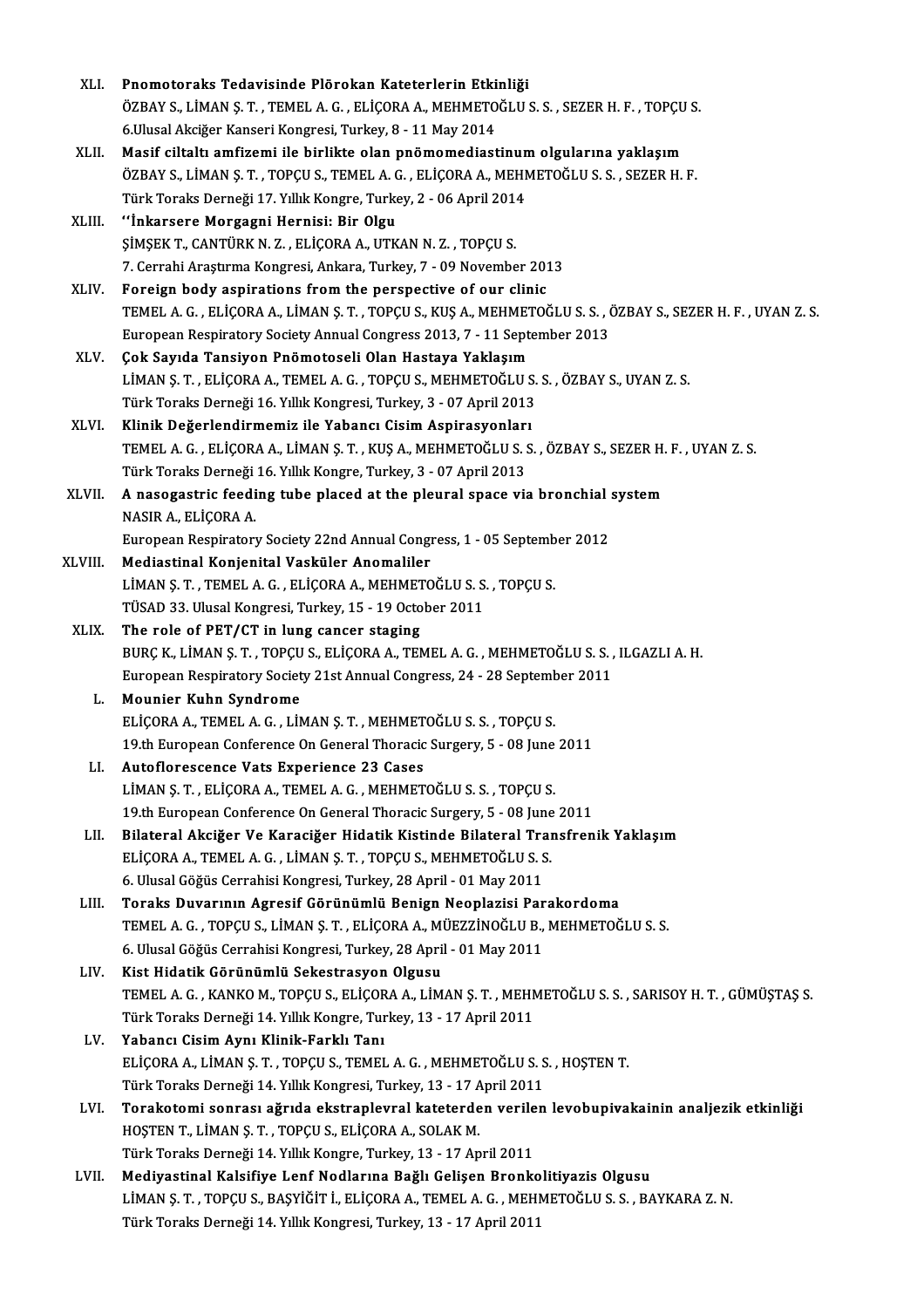XLI. **Pnomotoraks Tedavisinde Plörokan Kateterlerin Etkinliği**
ÖZBAY S., LİMAN Ş. T. , TEMEL A. G. , ELİÇORA A., MEHMETOĞLU S. S. , SEZER H. F. , TOPÇU S.
6.Ulusal Akciğer Kanseri Kongresi, Turkey, 8 - 11 May 2014

XLII. **Masif ciltaltı amfizemi ile birlikte olan pnömomediastinum olgularına yaklaşım**
ÖZBAY S., LİMAN Ş. T. , TOPÇU S., TEMEL A. G. , ELİÇORA A., MEHMETOĞLU S. S. , SEZER H. F.
Türk Toraks Derneği 17. Yıllık Kongre, Turkey, 2 - 06 April 2014

XLIII. **''İnkarsere Morgagni Hernisi: Bir Olgu**
ŞİMŞEK T., CANTÜRK N. Z. , ELİÇORA A., UTKAN N. Z. , TOPÇU S.
7. Cerrahi Araştırma Kongresi, Ankara, Turkey, 7 - 09 November 2013

XLIV. **Foreign body aspirations from the perspective of our clinic**
TEMEL A. G. , ELİÇORA A., LİMAN Ş. T. , TOPÇU S., KUŞ A., MEHMETOĞLU S. S. , ÖZBAY S., SEZER H. F. , UYAN Z. S.
European Respiratory Society Annual Congress 2013, 7 - 11 September 2013

XLV. **Çok Sayıda Tansiyon Pnömotoseli Olan Hastaya Yaklaşım**
LİMAN Ş. T. , ELİÇORA A., TEMEL A. G. , TOPÇU S., MEHMETOĞLU S. S. , ÖZBAY S., UYAN Z. S.
Türk Toraks Derneği 16. Yıllık Kongresi, Turkey, 3 - 07 April 2013

XLVI. **Klinik Değerlendirmemiz ile Yabancı Cisim Aspirasyonları**
TEMEL A. G. , ELİÇORA A., LİMAN Ş. T. , KUŞ A., MEHMETOĞLU S. S. , ÖZBAY S., SEZER H. F. , UYAN Z. S.
Türk Toraks Derneği 16. Yıllık Kongre, Turkey, 3 - 07 April 2013

XLVII. **A nasogastric feeding tube placed at the pleural space via bronchial system**
NASIR A., ELİÇORA A.
European Respiratory Society 22nd Annual Congress, 1 - 05 September 2012

XLVIII. **Mediastinal Konjenital Vasküler Anomaliler**
LİMAN Ş. T. , TEMEL A. G. , ELİÇORA A., MEHMETOĞLU S. S. , TOPÇU S.
TÜSAD 33. Ulusal Kongresi, Turkey, 15 - 19 October 2011

XLIX. **The role of PET/CT in lung cancer staging**
BURÇ K., LİMAN Ş. T. , TOPÇU S., ELİÇORA A., TEMEL A. G. , MEHMETOĞLU S. S. , ILGAZLI A. H.
European Respiratory Society 21st Annual Congress, 24 - 28 September 2011

L. **Mounier Kuhn Syndrome**
ELİÇORA A., TEMEL A. G. , LİMAN Ş. T. , MEHMETOĞLU S. S. , TOPÇU S.
19.th European Conference On General Thoracic Surgery, 5 - 08 June 2011

LI. **Autoflorescence Vats Experience 23 Cases**
LİMAN Ş. T. , ELİÇORA A., TEMEL A. G. , MEHMETOĞLU S. S. , TOPÇU S.
19.th European Conference On General Thoracic Surgery, 5 - 08 June 2011

LII. **Bilateral Akciğer Ve Karaciğer Hidatik Kistinde Bilateral Transfrenik Yaklaşım**
ELİÇORA A., TEMEL A. G. , LİMAN Ş. T. , TOPÇU S., MEHMETOĞLU S. S.
6. Ulusal Göğüs Cerrahisi Kongresi, Turkey, 28 April - 01 May 2011

LIII. **Toraks Duvarının Agresif Görünümlü Benign Neoplazisi Parakordoma**
TEMEL A. G. , TOPÇU S., LİMAN Ş. T. , ELİÇORA A., MÜEZZİNOĞLU B., MEHMETOĞLU S. S.
6. Ulusal Göğüs Cerrahisi Kongresi, Turkey, 28 April - 01 May 2011

LIV. **Kist Hidatik Görünümlü Sekestrasyon Olgusu**
TEMEL A. G. , KANKO M., TOPÇU S., ELİÇORA A., LİMAN Ş. T. , MEHMETOĞLU S. S. , SARISOY H. T. , GÜMÜŞTAŞ S.
Türk Toraks Derneği 14. Yıllık Kongre, Turkey, 13 - 17 April 2011

LV. **Yabancı Cisim Aynı Klinik-Farklı Tanı**
ELİÇORA A., LİMAN Ş. T. , TOPÇU S., TEMEL A. G. , MEHMETOĞLU S. S. , HOŞTEN T.
Türk Toraks Derneği 14. Yıllık Kongresi, Turkey, 13 - 17 April 2011

LVI. **Torakotomi sonrası ağrıda ekstraplevral kateterden verilen levobupivakainin analjezik etkinliği**
HOŞTEN T., LİMAN Ş. T. , TOPÇU S., ELİÇORA A., SOLAK M.
Türk Toraks Derneği 14. Yıllık Kongre, Turkey, 13 - 17 April 2011

LVII. **Mediyastinal Kalsifiye Lenf Nodlarına Bağlı Gelişen Bronkolitiyazis Olgusu**
LİMAN Ş. T. , TOPÇU S., BAŞYİĞİT İ., ELİÇORA A., TEMEL A. G. , MEHMETOĞLU S. S. , BAYKARA Z. N.
Türk Toraks Derneği 14. Yıllık Kongresi, Turkey, 13 - 17 April 2011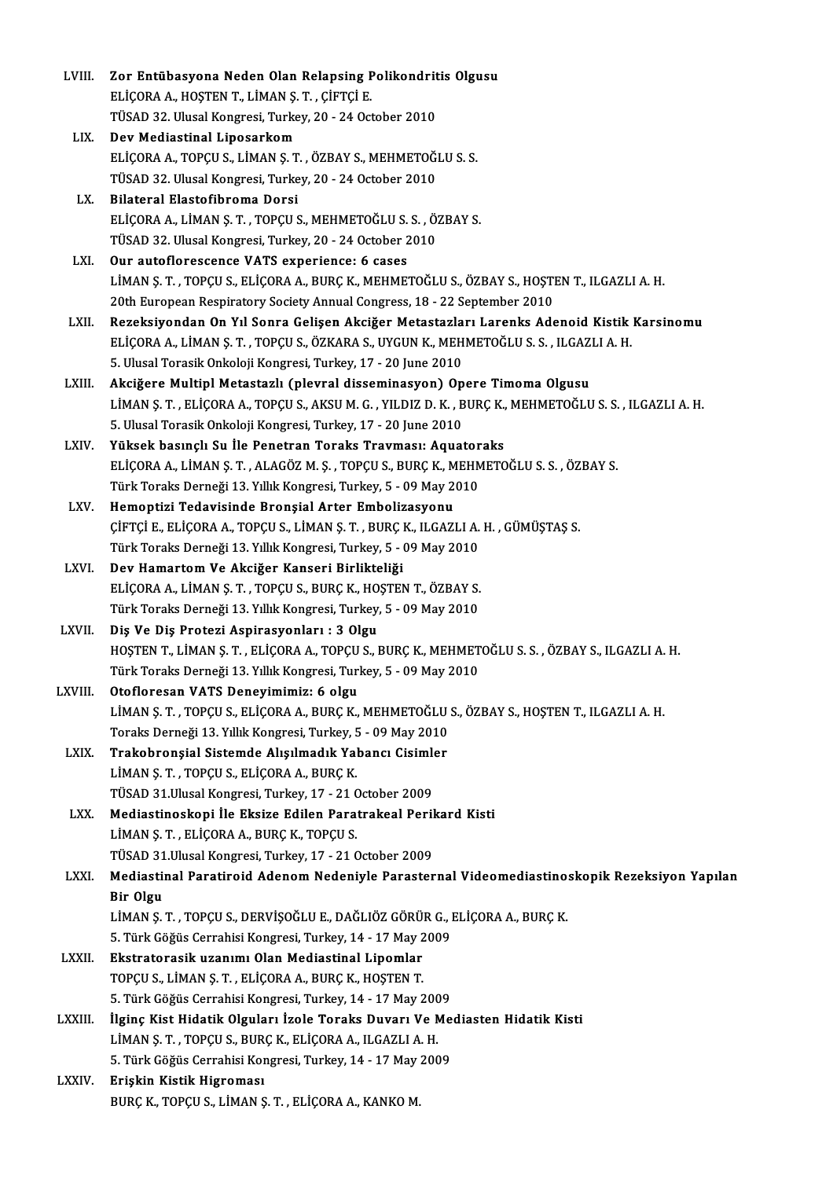LVIII. **Zor Entübasyona Neden Olan Relapsing Polikondritis Olgusu**
ELİÇORA A., HOŞTEN T., LİMAN Ş. T. , ÇİFTÇİ E.
TÜSAD 32. Ulusal Kongresi, Turkey, 20 - 24 October 2010

LIX. **Dev Mediastinal Liposarkom**
ELİÇORA A., TOPÇU S., LİMAN Ş. T. , ÖZBAY S., MEHMETOĞLU S. S.
TÜSAD 32. Ulusal Kongresi, Turkey, 20 - 24 October 2010

LX. **Bilateral Elastofibroma Dorsi**
ELİÇORA A., LİMAN Ş. T. , TOPÇU S., MEHMETOĞLU S. S. , ÖZBAY S.
TÜSAD 32. Ulusal Kongresi, Turkey, 20 - 24 October 2010

LXI. **Our autoflorescence VATS experience: 6 cases**
LİMAN Ş. T. , TOPÇU S., ELİÇORA A., BURÇ K., MEHMETOĞLU S., ÖZBAY S., HOŞTEN T., ILGAZLI A. H.
20th European Respiratory Society Annual Congress, 18 - 22 September 2010

LXII. **Rezeksiyondan On Yıl Sonra Gelişen Akciğer Metastazları Larenks Adenoid Kistik Karsinomu**
ELİÇORA A., LİMAN Ş. T. , TOPÇU S., ÖZKARA S., UYGUN K., MEHMETOĞLU S. S. , ILGAZLI A. H.
5. Ulusal Torasik Onkoloji Kongresi, Turkey, 17 - 20 June 2010

LXIII. **Akciğere Multipl Metastazlı (plevral disseminasyon) Opere Timoma Olgusu**
LİMAN Ş. T. , ELİÇORA A., TOPÇU S., AKSU M. G. , YILDIZ D. K. , BURÇ K., MEHMETOĞLU S. S. , ILGAZLI A. H.
5. Ulusal Torasik Onkoloji Kongresi, Turkey, 17 - 20 June 2010

LXIV. **Yüksek basınçlı Su İle Penetran Toraks Travması: Aquatoraks**
ELİÇORA A., LİMAN Ş. T. , ALAGÖZ M. Ş. , TOPÇU S., BURÇ K., MEHMETOĞLU S. S. , ÖZBAY S.
Türk Toraks Derneği 13. Yıllık Kongresi, Turkey, 5 - 09 May 2010

LXV. **Hemoptizi Tedavisinde Bronşial Arter Embolizasyonu**
ÇİFTÇİ E., ELİÇORA A., TOPÇU S., LİMAN Ş. T. , BURÇ K., ILGAZLI A. H. , GÜMÜŞTAŞ S.
Türk Toraks Derneği 13. Yıllık Kongresi, Turkey, 5 - 09 May 2010

LXVI. **Dev Hamartom Ve Akciğer Kanseri Birlikteliği**
ELİÇORA A., LİMAN Ş. T. , TOPÇU S., BURÇ K., HOŞTEN T., ÖZBAY S.
Türk Toraks Derneği 13. Yıllık Kongresi, Turkey, 5 - 09 May 2010

LXVII. **Diş Ve Diş Protezi Aspirasyonları : 3 Olgu**
HOŞTEN T., LİMAN Ş. T. , ELİÇORA A., TOPÇU S., BURÇ K., MEHMETOĞLU S. S. , ÖZBAY S., ILGAZLI A. H.
Türk Toraks Derneği 13. Yıllık Kongresi, Turkey, 5 - 09 May 2010

LXVIII. **Otofloresan VATS Deneyimimiz: 6 olgu**
LİMAN Ş. T. , TOPÇU S., ELİÇORA A., BURÇ K., MEHMETOĞLU S., ÖZBAY S., HOŞTEN T., ILGAZLI A. H.
Toraks Derneği 13. Yıllık Kongresi, Turkey, 5 - 09 May 2010

LXIX. **Trakobronşial Sistemde Alışılmadık Yabancı Cisimler**
LİMAN Ş. T. , TOPÇU S., ELİÇORA A., BURÇ K.
TÜSAD 31.Ulusal Kongresi, Turkey, 17 - 21 October 2009

LXX. **Mediastinoskopi İle Eksize Edilen Paratrakeal Perikard Kisti**
LİMAN Ş. T. , ELİÇORA A., BURÇ K., TOPÇU S.
TÜSAD 31.Ulusal Kongresi, Turkey, 17 - 21 October 2009

LXXI. **Mediastinal Paratiroid Adenom Nedeniyle Parasternal Videomediastinoskopik Rezeksiyon Yapılan Bir Olgu**
LİMAN Ş. T. , TOPÇU S., DERVİŞOĞLU E., DAĞLIÖZ GÖRÜR G., ELİÇORA A., BURÇ K.
5. Türk Göğüs Cerrahisi Kongresi, Turkey, 14 - 17 May 2009

LXXII. **Ekstratorasik uzanımı Olan Mediastinal Lipomlar**
TOPÇU S., LİMAN Ş. T. , ELİÇORA A., BURÇ K., HOŞTEN T.
5. Türk Göğüs Cerrahisi Kongresi, Turkey, 14 - 17 May 2009

LXXIII. **İlginç Kist Hidatik Olguları İzole Toraks Duvarı Ve Mediasten Hidatik Kisti**
LİMAN Ş. T. , TOPÇU S., BURÇ K., ELİÇORA A., ILGAZLI A. H.
5. Türk Göğüs Cerrahisi Kongresi, Turkey, 14 - 17 May 2009

LXXIV. **Erişkin Kistik Higroması**
BURÇ K., TOPÇU S., LİMAN Ş. T. , ELİÇORA A., KANKO M.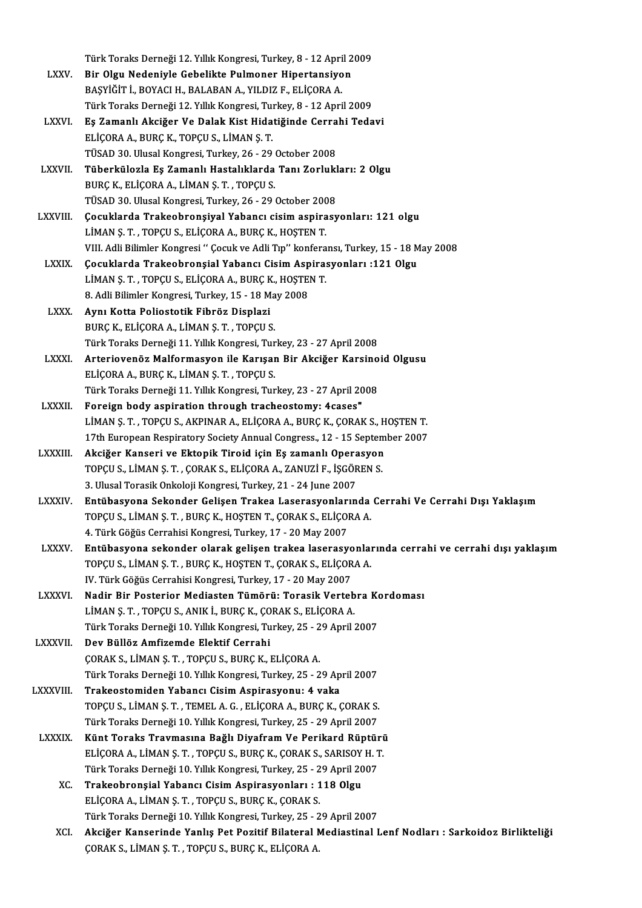Türk Toraks Derneği 12. Yıllık Kongresi, Turkey, 8 - 12 April 2009

LXXV. **Bir Olgu Nedeniyle Gebelikte Pulmoner Hipertansiyon**
BAŞYİĞİT İ., BOYACI H., BALABAN A., YILDIZ F., ELİÇORA A.
Türk Toraks Derneği 12. Yıllık Kongresi, Turkey, 8 - 12 April 2009

LXXVI. **Eş Zamanlı Akciğer Ve Dalak Kist Hidatiğinde Cerrahi Tedavi**
ELİÇORA A., BURÇ K., TOPÇU S., LİMAN Ş. T.
TÜSAD 30. Ulusal Kongresi, Turkey, 26 - 29 October 2008

LXXVII. **Tüberkülozla Eş Zamanlı Hastalıklarda Tanı Zorlukları: 2 Olgu**
BURÇ K., ELİÇORA A., LİMAN Ş. T. , TOPÇU S.
TÜSAD 30. Ulusal Kongresi, Turkey, 26 - 29 October 2008

LXXVIII. **Çocuklarda Trakeobronşiyal Yabancı cisim aspirasyonları: 121 olgu**
LİMAN Ş. T. , TOPÇU S., ELİÇORA A., BURÇ K., HOŞTEN T.
VIII. Adli Bilimler Kongresi '' Çocuk ve Adli Tıp'' konferansı, Turkey, 15 - 18 May 2008

LXXIX. **Çocuklarda Trakeobronşial Yabancı Cisim Aspirasyonları :121 Olgu**
LİMAN Ş. T. , TOPÇU S., ELİÇORA A., BURÇ K., HOŞTEN T.
8. Adli Bilimler Kongresi, Turkey, 15 - 18 May 2008

LXXX. **Aynı Kotta Poliostotik Fibröz Displazi**
BURÇ K., ELİÇORA A., LİMAN Ş. T. , TOPÇU S.
Türk Toraks Derneği 11. Yıllık Kongresi, Turkey, 23 - 27 April 2008

LXXXI. **Arteriovenöz Malformasyon ile Karışan Bir Akciğer Karsinoid Olgusu**
ELİÇORA A., BURÇ K., LİMAN Ş. T. , TOPÇU S.
Türk Toraks Derneği 11. Yıllık Kongresi, Turkey, 23 - 27 April 2008

LXXXII. **Foreign body aspiration through tracheostomy: 4cases"**
LİMAN Ş. T. , TOPÇU S., AKPINAR A., ELİÇORA A., BURÇ K., ÇORAK S., HOŞTEN T.
17th European Respiratory Society Annual Congress., 12 - 15 September 2007

LXXXIII. **Akciğer Kanseri ve Ektopik Tiroid için Eş zamanlı Operasyon**
TOPÇU S., LİMAN Ş. T. , ÇORAK S., ELİÇORA A., ZANUZİ F., İŞGÖREN S.
3. Ulusal Torasik Onkoloji Kongresi, Turkey, 21 - 24 June 2007

LXXXIV. **Entübasyona Sekonder Gelişen Trakea Laserasyonlarında Cerrahi Ve Cerrahi Dışı Yaklaşım**
TOPÇU S., LİMAN Ş. T. , BURÇ K., HOŞTEN T., ÇORAK S., ELİÇORA A.
4. Türk Göğüs Cerrahisi Kongresi, Turkey, 17 - 20 May 2007

LXXXV. **Entübasyona sekonder olarak gelişen trakea laserasyonlarında cerrahi ve cerrahi dışı yaklaşım**
TOPÇU S., LİMAN Ş. T. , BURÇ K., HOŞTEN T., ÇORAK S., ELİÇORA A.
IV. Türk Göğüs Cerrahisi Kongresi, Turkey, 17 - 20 May 2007

LXXXVI. **Nadir Bir Posterior Mediasten Tümörü: Torasik Vertebra Kordoması**
LİMAN Ş. T. , TOPÇU S., ANIK İ., BURÇ K., ÇORAK S., ELİÇORA A.
Türk Toraks Derneği 10. Yıllık Kongresi, Turkey, 25 - 29 April 2007

LXXXVII. **Dev Büllöz Amfizemde Elektif Cerrahi**
ÇORAK S., LİMAN Ş. T. , TOPÇU S., BURÇ K., ELİÇORA A.
Türk Toraks Derneği 10. Yıllık Kongresi, Turkey, 25 - 29 April 2007

LXXXVIII. **Trakeostomiden Yabancı Cisim Aspirasyonu: 4 vaka**
TOPÇU S., LİMAN Ş. T. , TEMEL A. G. , ELİÇORA A., BURÇ K., ÇORAK S.
Türk Toraks Derneği 10. Yıllık Kongresi, Turkey, 25 - 29 April 2007

LXXXIX. **Künt Toraks Travmasına Bağlı Diyafram Ve Perikard Rüptürü**
ELİÇORA A., LİMAN Ş. T. , TOPÇU S., BURÇ K., ÇORAK S., SARISOY H. T.
Türk Toraks Derneği 10. Yıllık Kongresi, Turkey, 25 - 29 April 2007

XC. **Trakeobronşial Yabancı Cisim Aspirasyonları : 118 Olgu**
ELİÇORA A., LİMAN Ş. T. , TOPÇU S., BURÇ K., ÇORAK S.
Türk Toraks Derneği 10. Yıllık Kongresi, Turkey, 25 - 29 April 2007

XCI. **Akciğer Kanserinde Yanlış Pet Pozitif Bilateral Mediastinal Lenf Nodları : Sarkoidoz Birlikteliği**
ÇORAK S., LİMAN Ş. T. , TOPÇU S., BURÇ K., ELİÇORA A.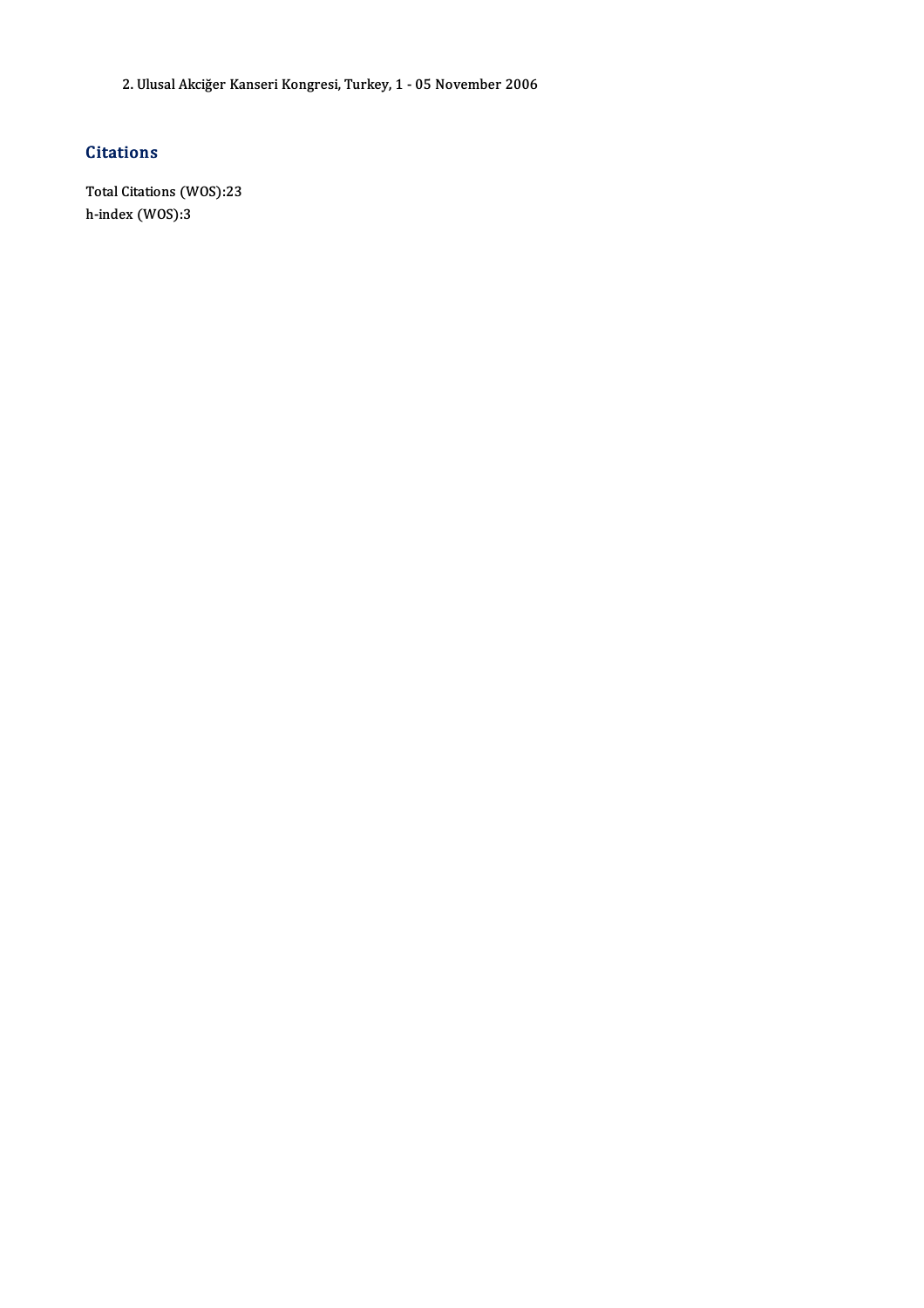2. Ulusal Akciğer Kanseri Kongresi, Turkey, 1 - 05 November 2006

## Citations

Total Citations (WOS):23
h-index (WOS):3